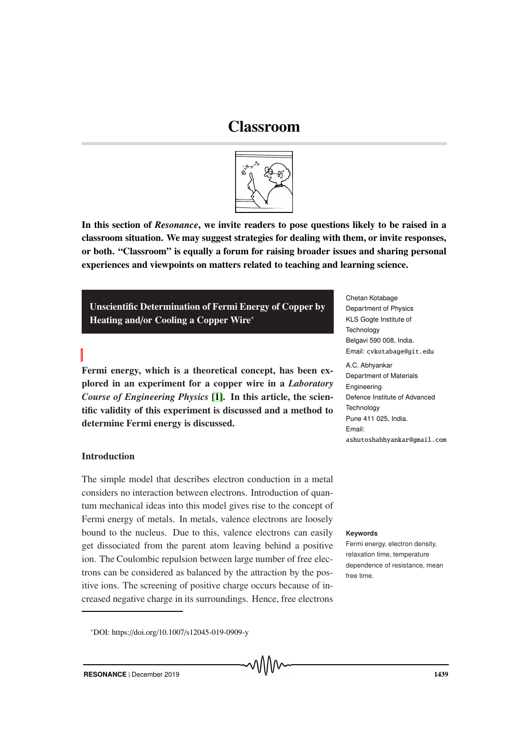# Classroom

**In this section of *Resonance*, we invite readers to pose questions likely to be raised in a classroom situation. We may suggest strategies for dealing with them, or invite responses, or both. "Classroom" is equally a forum for raising broader issues and sharing personal experiences and viewpoints on matters related to teaching and learning science.**

## Unscientific Determination of Fermi Energy of Copper by Heating and/or Cooling a Copper Wire*

Chetan Kotabage
Department of Physics
KLS Gogte Institute of Technology
Belgavi 590 008, India.
Email: cvkotabage@git.edu

A.C. Abhyankar
Department of Materials Engineering
Defence Institute of Advanced Technology
Pune 411 025, India.
Email: ashutoshabhyankar@gmail.com

**Fermi energy, which is a theoretical concept, has been explored in an experiment for a copper wire in a *Laboratory Course of Engineering Physics* [1]. In this article, the scientific validity of this experiment is discussed and a method to determine Fermi energy is discussed.**

### Introduction

The simple model that describes electron conduction in a metal considers no interaction between electrons. Introduction of quantum mechanical ideas into this model gives rise to the concept of Fermi energy of metals. In metals, valence electrons are loosely bound to the nucleus. Due to this, valence electrons can easily get dissociated from the parent atom leaving behind a positive ion. The Coulombic repulsion between large number of free electrons can be considered as balanced by the attraction by the positive ions. The screening of positive charge occurs because of increased negative charge in its surroundings. Hence, free electrons

**Keywords**

Fermi energy, electron density, relaxation time, temperature dependence of resistance, mean free time.

*DOI: https://doi.org/10.1007/s12045-019-0909-y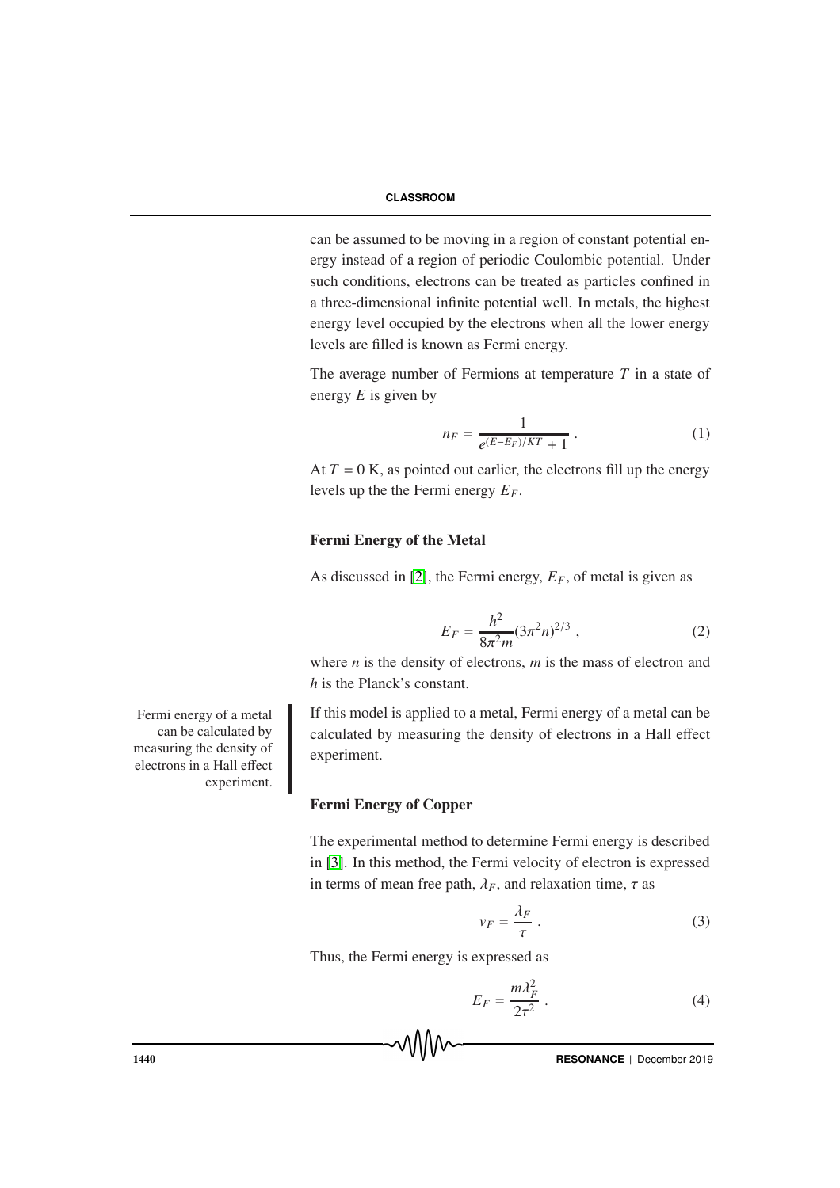can be assumed to be moving in a region of constant potential energy instead of a region of periodic Coulombic potential. Under such conditions, electrons can be treated as particles confined in a three-dimensional infinite potential well. In metals, the highest energy level occupied by the electrons when all the lower energy levels are filled is known as Fermi energy.

The average number of Fermions at temperature $T$ in a state of energy $E$ is given by

$$n_F = \frac{1}{e^{(E-E_F)/KT} + 1} \ . \tag{1}$$

At $T = 0$ K, as pointed out earlier, the electrons fill up the energy levels up the the Fermi energy $E_F$.

### Fermi Energy of the Metal

As discussed in [2], the Fermi energy, $E_F$, of metal is given as

$$E_F = \frac{h^2}{8\pi^2 m}(3\pi^2 n)^{2/3} \ , \tag{2}$$

where $n$ is the density of electrons, $m$ is the mass of electron and $h$ is the Planck's constant.

Fermi energy of a metal can be calculated by measuring the density of electrons in a Hall effect experiment.

If this model is applied to a metal, Fermi energy of a metal can be calculated by measuring the density of electrons in a Hall effect experiment.

### Fermi Energy of Copper

The experimental method to determine Fermi energy is described in [3]. In this method, the Fermi velocity of electron is expressed in terms of mean free path, $\lambda_F$, and relaxation time, $\tau$ as

$$v_F = \frac{\lambda_F}{\tau} \ . \tag{3}$$

Thus, the Fermi energy is expressed as

$$E_F = \frac{m\lambda_F^2}{2\tau^2} \ . \tag{4}$$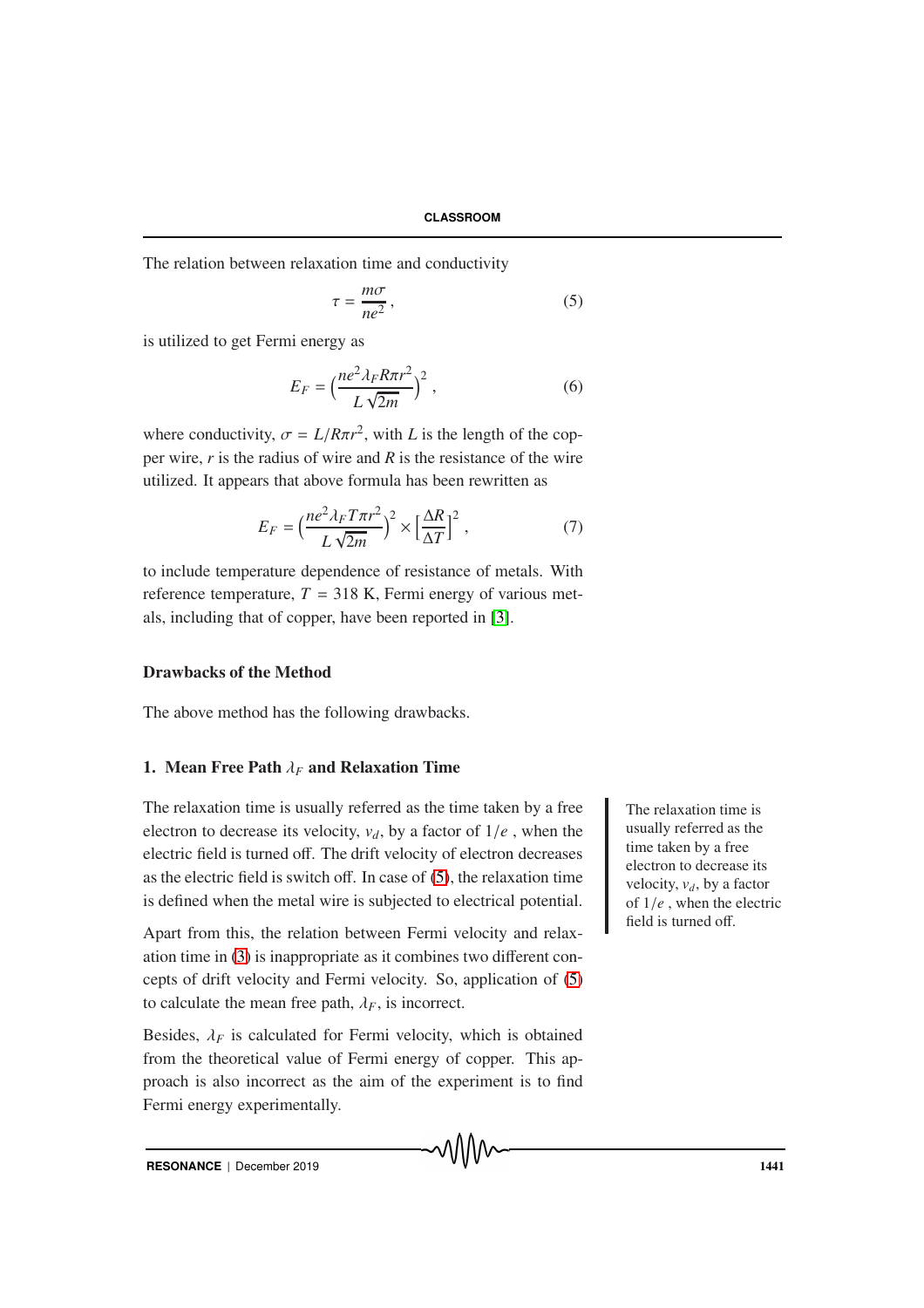The relation between relaxation time and conductivity

$$\tau = \frac{m\sigma}{ne^2}, \tag{5}$$

is utilized to get Fermi energy as

$$E_F = \left(\frac{ne^2 \lambda_F R \pi r^2}{L\sqrt{2m}}\right)^2, \tag{6}$$

where conductivity, $\sigma = L/R\pi r^2$, with $L$ is the length of the copper wire, $r$ is the radius of wire and $R$ is the resistance of the wire utilized. It appears that above formula has been rewritten as

$$E_F = \left(\frac{ne^2 \lambda_F T \pi r^2}{L\sqrt{2m}}\right)^2 \times \left[\frac{\Delta R}{\Delta T}\right]^2, \tag{7}$$

to include temperature dependence of resistance of metals. With reference temperature, $T = 318$ K, Fermi energy of various metals, including that of copper, have been reported in [3].

## Drawbacks of the Method

The above method has the following drawbacks.

### 1. Mean Free Path $\lambda_F$ and Relaxation Time

The relaxation time is usually referred as the time taken by a free electron to decrease its velocity, $v_d$, by a factor of $1/e$ , when the electric field is turned off. The drift velocity of electron decreases as the electric field is switch off. In case of (5), the relaxation time is defined when the metal wire is subjected to electrical potential.

The relaxation time is usually referred as the time taken by a free electron to decrease its velocity, $v_d$, by a factor of $1/e$ , when the electric field is turned off.

Apart from this, the relation between Fermi velocity and relaxation time in (3) is inappropriate as it combines two different concepts of drift velocity and Fermi velocity. So, application of (5) to calculate the mean free path, $\lambda_F$, is incorrect.

Besides, $\lambda_F$ is calculated for Fermi velocity, which is obtained from the theoretical value of Fermi energy of copper. This approach is also incorrect as the aim of the experiment is to find Fermi energy experimentally.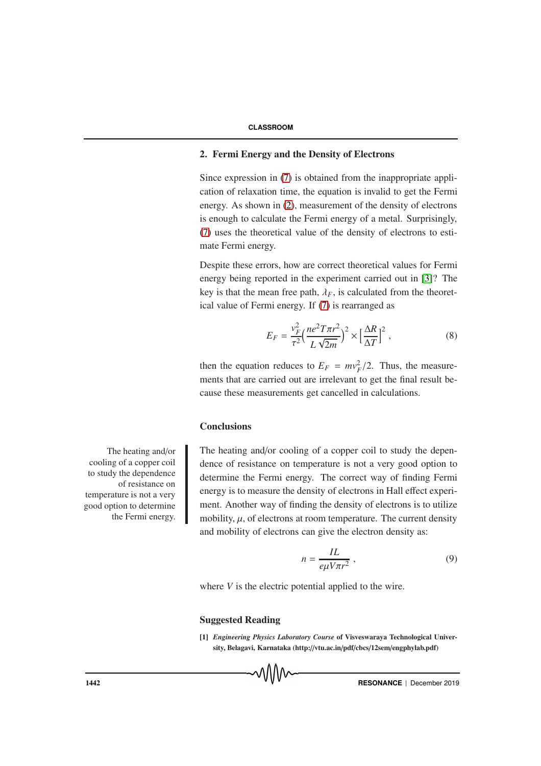## 2. Fermi Energy and the Density of Electrons

Since expression in (7) is obtained from the inappropriate application of relaxation time, the equation is invalid to get the Fermi energy. As shown in (2), measurement of the density of electrons is enough to calculate the Fermi energy of a metal. Surprisingly, (7) uses the theoretical value of the density of electrons to estimate Fermi energy.

Despite these errors, how are correct theoretical values for Fermi energy being reported in the experiment carried out in [3]? The key is that the mean free path, $\lambda_F$, is calculated from the theoretical value of Fermi energy. If (7) is rearranged as

$$E_F = \frac{v_F^2}{\tau^2}\Big(\frac{ne^2 T\pi r^2}{L\sqrt{2m}}\Big)^2 \times \Big[\frac{\Delta R}{\Delta T}\Big]^2 , \tag{8}$$

then the equation reduces to $E_F = mv_F^2/2$. Thus, the measurements that are carried out are irrelevant to get the final result because these measurements get cancelled in calculations.

## Conclusions

The heating and/or cooling of a copper coil to study the dependence of resistance on temperature is not a very good option to determine the Fermi energy.

The heating and/or cooling of a copper coil to study the dependence of resistance on temperature is not a very good option to determine the Fermi energy. The correct way of finding Fermi energy is to measure the density of electrons in Hall effect experiment. Another way of finding the density of electrons is to utilize mobility, $\mu$, of electrons at room temperature. The current density and mobility of electrons can give the electron density as:

$$n = \frac{IL}{e\mu V\pi r^2} , \tag{9}$$

where $V$ is the electric potential applied to the wire.

## Suggested Reading

**[1]** ***Engineering Physics Laboratory Course*** **of Visveswaraya Technological University, Belagavi, Karnataka (http://vtu.ac.in/pdf/cbcs/12sem/engphylab.pdf)**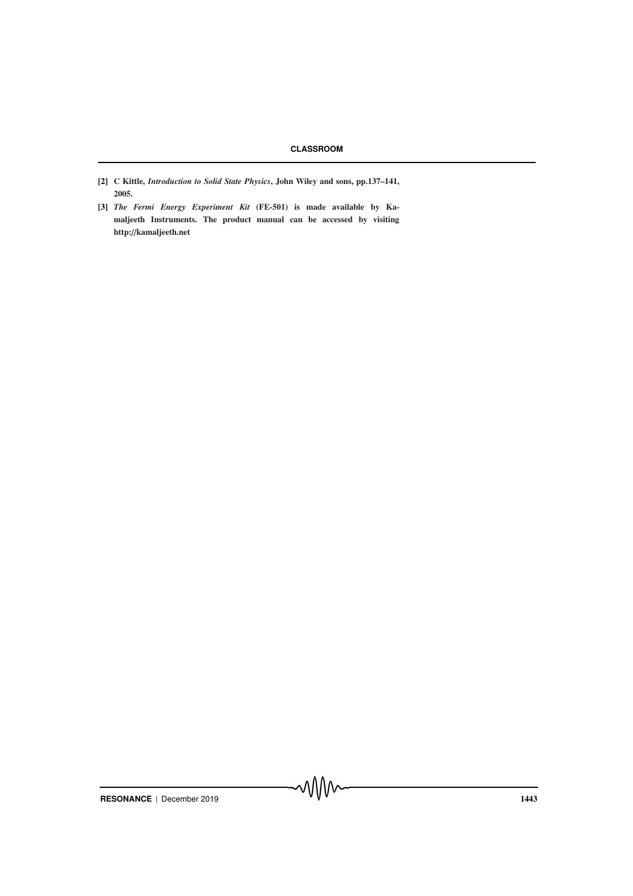**[2]** **C Kittle,** ***Introduction to Solid State Physics*****, John Wiley and sons, pp.137–141, 2005.**

**[3]** ***The Fermi Energy Experiment Kit*** **(FE-501) is made available by Kamaljeeth Instruments. The product manual can be accessed by visiting http://kamaljeeth.net**